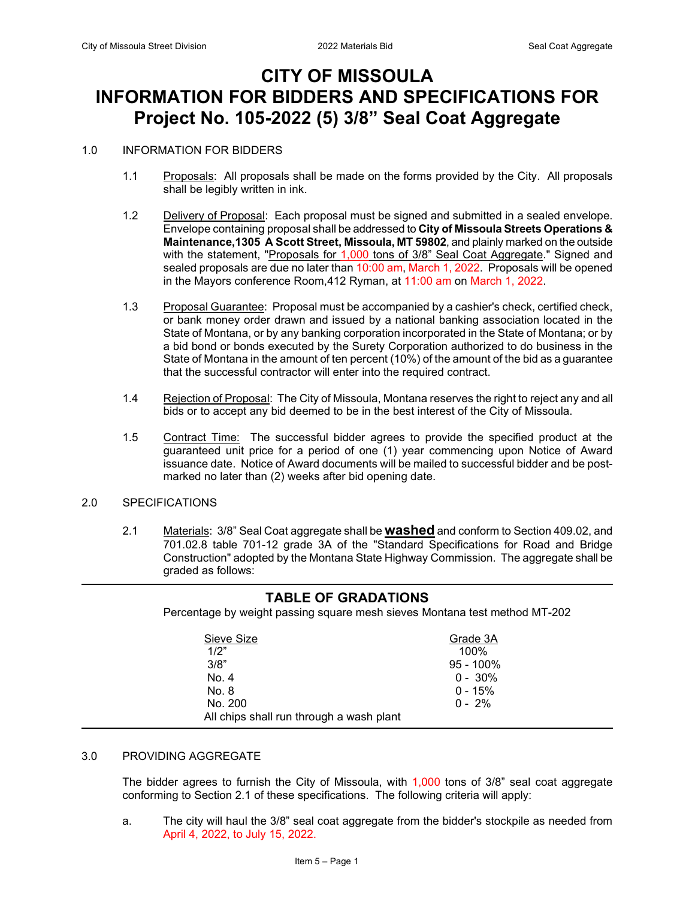// Page 1 of 4 (id 22099e668af9) — running header and "Item 5 – Page 1" footer omitted per rules.
# CITY OF MISSOULA
# INFORMATION FOR BIDDERS AND SPECIFICATIONS FOR Project No. 105-2022 (5) 3/8" Seal Coat Aggregate

1.0 INFORMATION FOR BIDDERS

1.1 Proposals: All proposals shall be made on the forms provided by the City. All proposals shall be legibly written in ink.

1.2 Delivery of Proposal: Each proposal must be signed and submitted in a sealed envelope. Envelope containing proposal shall be addressed to **City of Missoula Streets Operations & Maintenance,1305 A Scott Street, Missoula, MT 59802**, and plainly marked on the outside with the statement, "Proposals for 1,000 tons of 3/8" Seal Coat Aggregate." Signed and sealed proposals are due no later than 10:00 am, March 1, 2022. Proposals will be opened in the Mayors conference Room,412 Ryman, at 11:00 am on March 1, 2022.

1.3 Proposal Guarantee: Proposal must be accompanied by a cashier's check, certified check, or bank money order drawn and issued by a national banking association located in the State of Montana, or by any banking corporation incorporated in the State of Montana; or by a bid bond or bonds executed by the Surety Corporation authorized to do business in the State of Montana in the amount of ten percent (10%) of the amount of the bid as a guarantee that the successful contractor will enter into the required contract.

1.4 Rejection of Proposal: The City of Missoula, Montana reserves the right to reject any and all bids or to accept any bid deemed to be in the best interest of the City of Missoula.

1.5 Contract Time: The successful bidder agrees to provide the specified product at the guaranteed unit price for a period of one (1) year commencing upon Notice of Award issuance date. Notice of Award documents will be mailed to successful bidder and be post-marked no later than (2) weeks after bid opening date.

2.0 SPECIFICATIONS

2.1 Materials: 3/8" Seal Coat aggregate shall be **washed** and conform to Section 409.02, and 701.02.8 table 701-12 grade 3A of the "Standard Specifications for Road and Bridge Construction" adopted by the Montana State Highway Commission. The aggregate shall be graded as follows:

**TABLE OF GRADATIONS**

Percentage by weight passing square mesh sieves Montana test method MT-202

| Sieve Size | Grade 3A |
|---|---|
| 1/2" | 100% |
| 3/8" | 95 - 100% |
| No. 4 | 0 - 30% |
| No. 8 | 0 - 15% |
| No. 200 | 0 - 2% |

All chips shall run through a wash plant

3.0 PROVIDING AGGREGATE

The bidder agrees to furnish the City of Missoula, with 1,000 tons of 3/8" seal coat aggregate conforming to Section 2.1 of these specifications. The following criteria will apply:

a. The city will haul the 3/8" seal coat aggregate from the bidder's stockpile as needed from April 4, 2022, to July 15, 2022.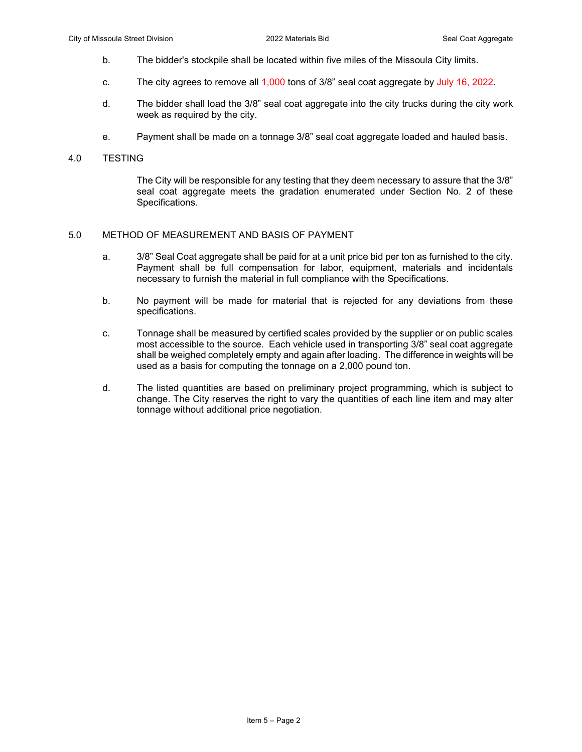b. The bidder's stockpile shall be located within five miles of the Missoula City limits.

c. The city agrees to remove all 1,000 tons of 3/8" seal coat aggregate by July 16, 2022.

d. The bidder shall load the 3/8" seal coat aggregate into the city trucks during the city work week as required by the city.

e. Payment shall be made on a tonnage 3/8" seal coat aggregate loaded and hauled basis.

## 4.0 TESTING

The City will be responsible for any testing that they deem necessary to assure that the 3/8" seal coat aggregate meets the gradation enumerated under Section No. 2 of these Specifications.

## 5.0 METHOD OF MEASUREMENT AND BASIS OF PAYMENT

a. 3/8" Seal Coat aggregate shall be paid for at a unit price bid per ton as furnished to the city. Payment shall be full compensation for labor, equipment, materials and incidentals necessary to furnish the material in full compliance with the Specifications.

b. No payment will be made for material that is rejected for any deviations from these specifications.

c. Tonnage shall be measured by certified scales provided by the supplier or on public scales most accessible to the source. Each vehicle used in transporting 3/8" seal coat aggregate shall be weighed completely empty and again after loading. The difference in weights will be used as a basis for computing the tonnage on a 2,000 pound ton.

d. The listed quantities are based on preliminary project programming, which is subject to change. The City reserves the right to vary the quantities of each line item and may alter tonnage without additional price negotiation.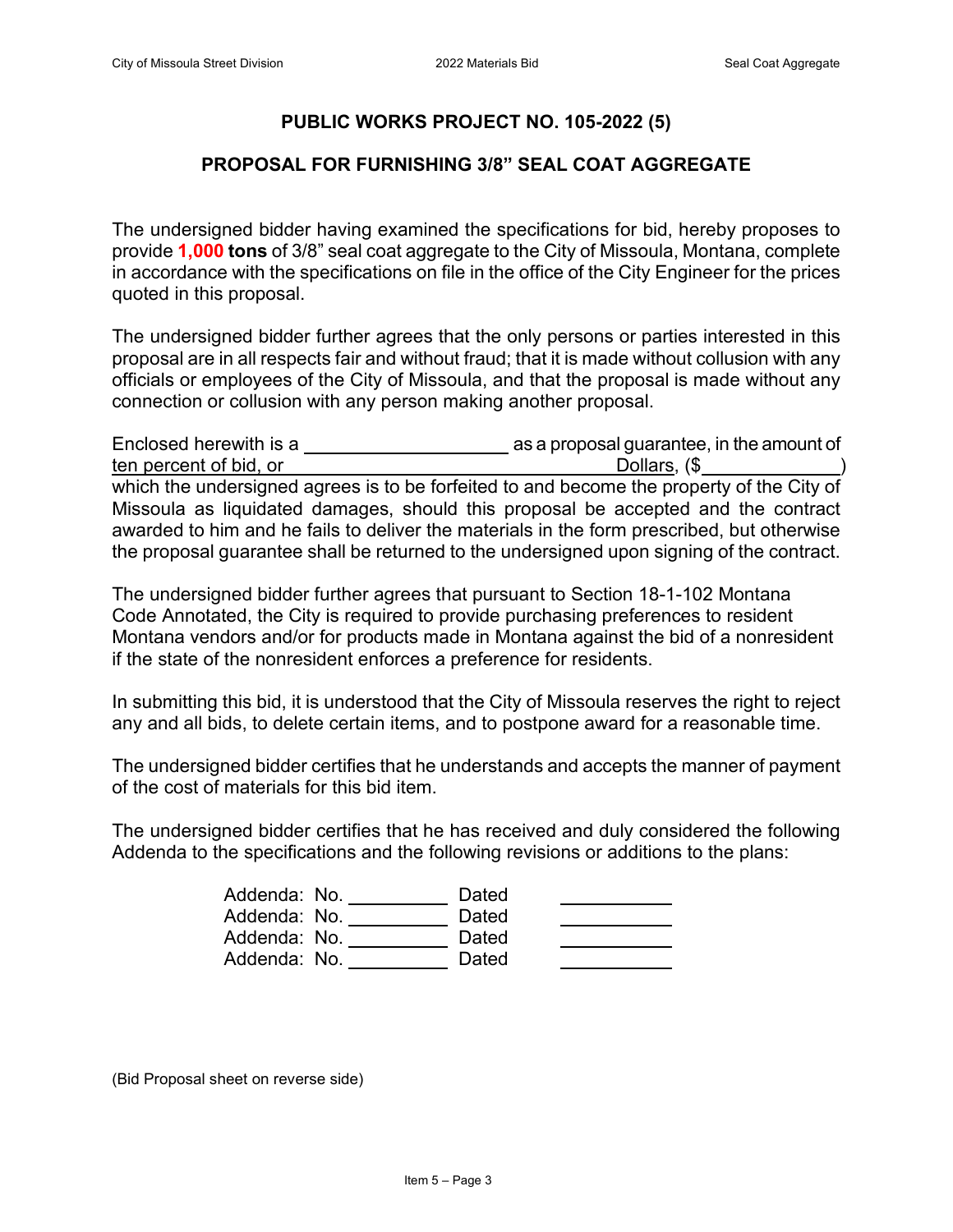## PUBLIC WORKS PROJECT NO. 105-2022 (5)

## PROPOSAL FOR FURNISHING 3/8" SEAL COAT AGGREGATE

The undersigned bidder having examined the specifications for bid, hereby proposes to provide **1,000 tons** of 3/8" seal coat aggregate to the City of Missoula, Montana, complete in accordance with the specifications on file in the office of the City Engineer for the prices quoted in this proposal.

The undersigned bidder further agrees that the only persons or parties interested in this proposal are in all respects fair and without fraud; that it is made without collusion with any officials or employees of the City of Missoula, and that the proposal is made without any connection or collusion with any person making another proposal.

Enclosed herewith is a ____________________ as a proposal guarantee, in the amount of ten percent of bid, or ________________________________ Dollars, ($____________) which the undersigned agrees is to be forfeited to and become the property of the City of Missoula as liquidated damages, should this proposal be accepted and the contract awarded to him and he fails to deliver the materials in the form prescribed, but otherwise the proposal guarantee shall be returned to the undersigned upon signing of the contract.

The undersigned bidder further agrees that pursuant to Section 18-1-102 Montana Code Annotated, the City is required to provide purchasing preferences to resident Montana vendors and/or for products made in Montana against the bid of a nonresident if the state of the nonresident enforces a preference for residents.

In submitting this bid, it is understood that the City of Missoula reserves the right to reject any and all bids, to delete certain items, and to postpone award for a reasonable time.

The undersigned bidder certifies that he understands and accepts the manner of payment of the cost of materials for this bid item.

The undersigned bidder certifies that he has received and duly considered the following Addenda to the specifications and the following revisions or additions to the plans:

Addenda: No. __________ Dated __________
Addenda: No. __________ Dated __________
Addenda: No. __________ Dated __________
Addenda: No. __________ Dated __________

(Bid Proposal sheet on reverse side)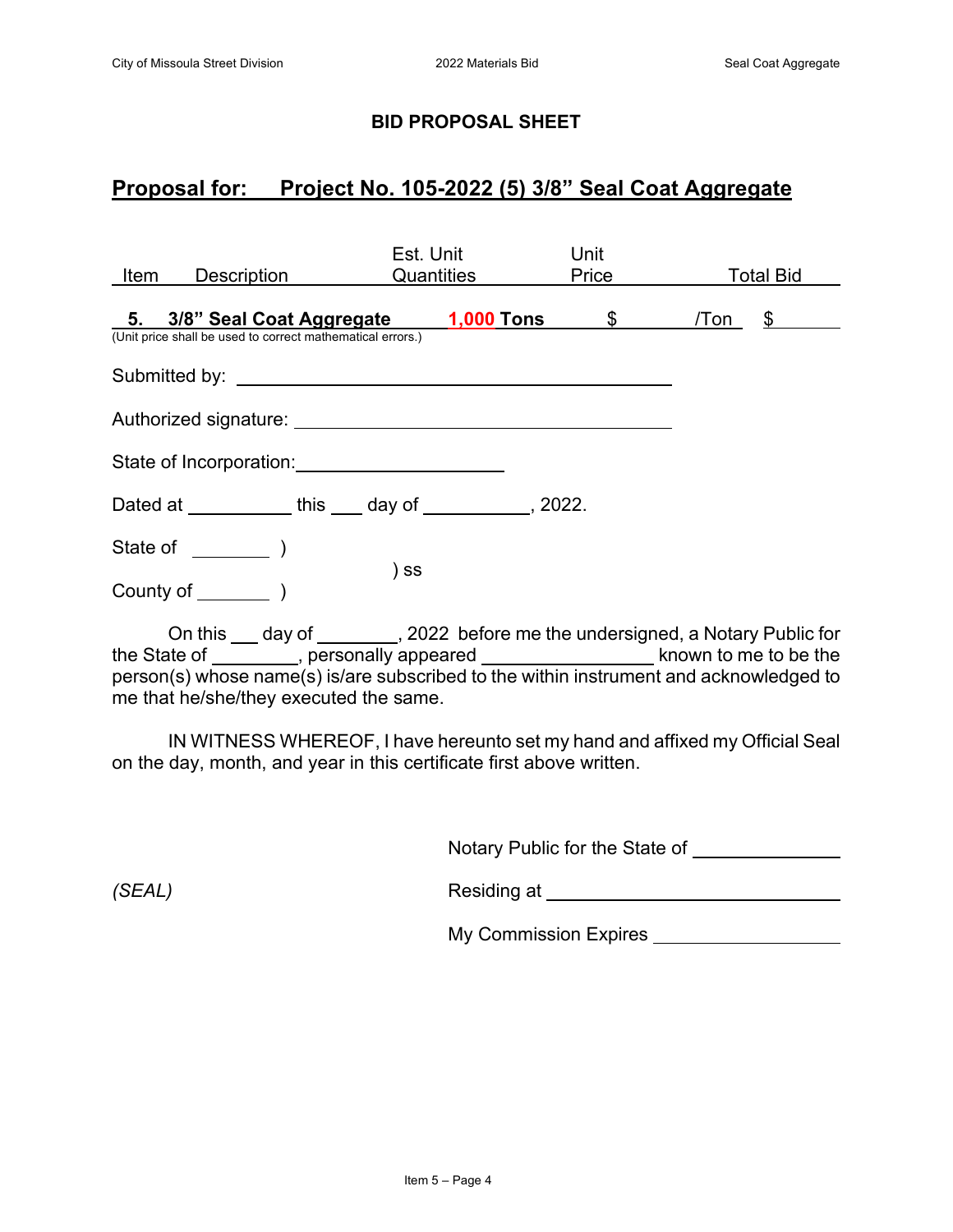## BID PROPOSAL SHEET

## **Proposal for: Project No. 105-2022 (5) 3/8" Seal Coat Aggregate**

| Item | Description | Est. Unit Quantities | Unit Price | Total Bid |
|---|---|---|---|---|
| **5.** | **3/8" Seal Coat Aggregate** | **1,000 Tons** | $ ______ /Ton | $ ______ |

(Unit price shall be used to correct mathematical errors.)

Submitted by: ______________________________

Authorized signature: ______________________________

State of Incorporation: ____________________

Dated at __________ this ___ day of __________, 2022.

State of ________ )
) ss
County of _______ )

On this ___ day of ________, 2022 before me the undersigned, a Notary Public for the State of ________, personally appeared ________________ known to me to be the person(s) whose name(s) is/are subscribed to the within instrument and acknowledged to me that he/she/they executed the same.

IN WITNESS WHEREOF, I have hereunto set my hand and affixed my Official Seal on the day, month, and year in this certificate first above written.

Notary Public for the State of ______________

*(SEAL)*

Residing at ______________________________

My Commission Expires ____________________